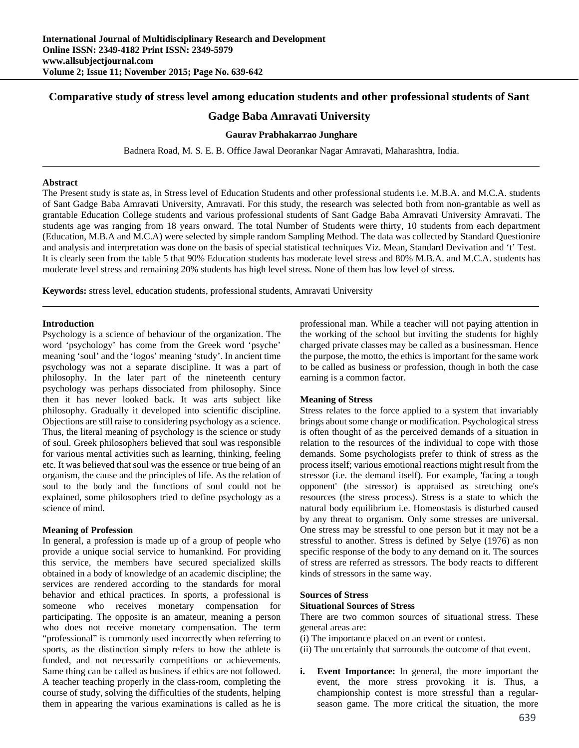# Comparative study of stress level among education students and other professional students of Sant Gadge Baba Amravati University

**Gaurav Prabhakarrao Junghare**

Badnera Road, M. S. E. B. Office Jawal Deorankar Nagar Amravati, Maharashtra, India.

### Abstract

The Present study is state as, in Stress level of Education Students and other professional students i.e. M.B.A. and M.C.A. students of Sant Gadge Baba Amravati University, Amravati. For this study, the research was selected both from non-grantable as well as grantable Education College students and various professional students of Sant Gadge Baba Amravati University Amravati. The students age was ranging from 18 years onward. The total Number of Students were thirty, 10 students from each department (Education, M.B.A and M.C.A) were selected by simple random Sampling Method. The data was collected by Standard Questionire and analysis and interpretation was done on the basis of special statistical techniques Viz. Mean, Standard Devivation and 't' Test.

It is clearly seen from the table 5 that 90% Education students has moderate level stress and 80% M.B.A. and M.C.A. students has moderate level stress and remaining 20% students has high level stress. None of them has low level of stress.

**Keywords:** stress level, education students, professional students, Amravati University

### Introduction

Psychology is a science of behaviour of the organization. The word 'psychology' has come from the Greek word 'psyche' meaning 'soul' and the 'logos' meaning 'study'. In ancient time psychology was not a separate discipline. It was a part of philosophy. In the later part of the nineteenth century psychology was perhaps dissociated from philosophy. Since then it has never looked back. It was arts subject like philosophy. Gradually it developed into scientific discipline. Objections are still raise to considering psychology as a science. Thus, the literal meaning of psychology is the science or study of soul. Greek philosophers believed that soul was responsible for various mental activities such as learning, thinking, feeling etc. It was believed that soul was the essence or true being of an organism, the cause and the principles of life. As the relation of soul to the body and the functions of soul could not be explained, some philosophers tried to define psychology as a science of mind.

### Meaning of Profession

In general, a profession is made up of a group of people who provide a unique social service to humankind. For providing this service, the members have secured specialized skills obtained in a body of knowledge of an academic discipline; the services are rendered according to the standards for moral behavior and ethical practices. In sports, a professional is someone who receives monetary compensation for participating. The opposite is an amateur, meaning a person who does not receive monetary compensation. The term "professional" is commonly used incorrectly when referring to sports, as the distinction simply refers to how the athlete is funded, and not necessarily competitions or achievements. Same thing can be called as business if ethics are not followed. A teacher teaching properly in the class-room, completing the course of study, solving the difficulties of the students, helping them in appearing the various examinations is called as he is professional man. While a teacher will not paying attention in the working of the school but inviting the students for highly charged private classes may be called as a businessman. Hence the purpose, the motto, the ethics is important for the same work to be called as business or profession, though in both the case earning is a common factor.

### Meaning of Stress

Stress relates to the force applied to a system that invariably brings about some change or modification. Psychological stress is often thought of as the perceived demands of a situation in relation to the resources of the individual to cope with those demands. Some psychologists prefer to think of stress as the process itself; various emotional reactions might result from the stressor (i.e. the demand itself). For example, 'facing a tough opponent' (the stressor) is appraised as stretching one's resources (the stress process). Stress is a state to which the natural body equilibrium i.e. Homeostasis is disturbed caused by any threat to organism. Only some stresses are universal. One stress may be stressful to one person but it may not be a stressful to another. Stress is defined by Selye (1976) as non specific response of the body to any demand on it. The sources of stress are referred as stressors. The body reacts to different kinds of stressors in the same way.

### Sources of Stress

#### Situational Sources of Stress

There are two common sources of situational stress. These general areas are:

(i) The importance placed on an event or contest.
(ii) The uncertainly that surrounds the outcome of that event.

i. **Event Importance:** In general, the more important the event, the more stress provoking it is. Thus, a championship contest is more stressful than a regular-season game. The more critical the situation, the more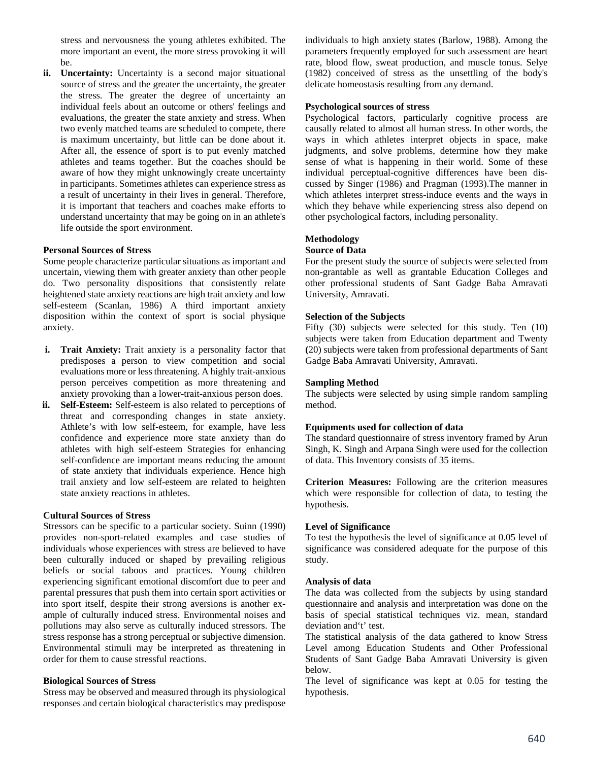stress and nervousness the young athletes exhibited. The more important an event, the more stress provoking it will be.

ii. **Uncertainty:** Uncertainty is a second major situational source of stress and the greater the uncertainty, the greater the stress. The greater the degree of uncertainty an individual feels about an outcome or others' feelings and evaluations, the greater the state anxiety and stress. When two evenly matched teams are scheduled to compete, there is maximum uncertainty, but little can be done about it. After all, the essence of sport is to put evenly matched athletes and teams together. But the coaches should be aware of how they might unknowingly create uncertainty in participants. Sometimes athletes can experience stress as a result of uncertainty in their lives in general. Therefore, it is important that teachers and coaches make efforts to understand uncertainty that may be going on in an athlete's life outside the sport environment.

**Personal Sources of Stress**

Some people characterize particular situations as important and uncertain, viewing them with greater anxiety than other people do. Two personality dispositions that consistently relate heightened state anxiety reactions are high trait anxiety and low self-esteem (Scanlan, 1986) A third important anxiety disposition within the context of sport is social physique anxiety.

i. **Trait Anxiety:** Trait anxiety is a personality factor that predisposes a person to view competition and social evaluations more or less threatening. A highly trait-anxious person perceives competition as more threatening and anxiety provoking than a lower-trait-anxious person does.

ii. **Self-Esteem:** Self-esteem is also related to perceptions of threat and corresponding changes in state anxiety. Athlete's with low self-esteem, for example, have less confidence and experience more state anxiety than do athletes with high self-esteem Strategies for enhancing self-confidence are important means reducing the amount of state anxiety that individuals experience. Hence high trail anxiety and low self-esteem are related to heighten state anxiety reactions in athletes.

**Cultural Sources of Stress**

Stressors can be specific to a particular society. Suinn (1990) provides non-sport-related examples and case studies of individuals whose experiences with stress are believed to have been culturally induced or shaped by prevailing religious beliefs or social taboos and practices. Young children experiencing significant emotional discomfort due to peer and parental pressures that push them into certain sport activities or into sport itself, despite their strong aversions is another example of culturally induced stress. Environmental noises and pollutions may also serve as culturally induced stressors. The stress response has a strong perceptual or subjective dimension. Environmental stimuli may be interpreted as threatening in order for them to cause stressful reactions.

**Biological Sources of Stress**

Stress may be observed and measured through its physiological responses and certain biological characteristics may predispose individuals to high anxiety states (Barlow, 1988). Among the parameters frequently employed for such assessment are heart rate, blood flow, sweat production, and muscle tonus. Selye (1982) conceived of stress as the unsettling of the body's delicate homeostasis resulting from any demand.

**Psychological sources of stress**

Psychological factors, particularly cognitive process are causally related to almost all human stress. In other words, the ways in which athletes interpret objects in space, make judgments, and solve problems, determine how they make sense of what is happening in their world. Some of these individual perceptual-cognitive differences have been discussed by Singer (1986) and Pragman (1993).The manner in which athletes interpret stress-induce events and the ways in which they behave while experiencing stress also depend on other psychological factors, including personality.

**Methodology**

**Source of Data**

For the present study the source of subjects were selected from non-grantable as well as grantable Education Colleges and other professional students of Sant Gadge Baba Amravati University, Amravati.

**Selection of the Subjects**

Fifty (30) subjects were selected for this study. Ten (10) subjects were taken from Education department and Twenty (20) subjects were taken from professional departments of Sant Gadge Baba Amravati University, Amravati.

**Sampling Method**

The subjects were selected by using simple random sampling method.

**Equipments used for collection of data**

The standard questionnaire of stress inventory framed by Arun Singh, K. Singh and Arpana Singh were used for the collection of data. This Inventory consists of 35 items.

**Criterion Measures:** Following are the criterion measures which were responsible for collection of data, to testing the hypothesis.

**Level of Significance**

To test the hypothesis the level of significance at 0.05 level of significance was considered adequate for the purpose of this study.

**Analysis of data**

The data was collected from the subjects by using standard questionnaire and analysis and interpretation was done on the basis of special statistical techniques viz. mean, standard deviation and't' test.

The statistical analysis of the data gathered to know Stress Level among Education Students and Other Professional Students of Sant Gadge Baba Amravati University is given below.

The level of significance was kept at 0.05 for testing the hypothesis.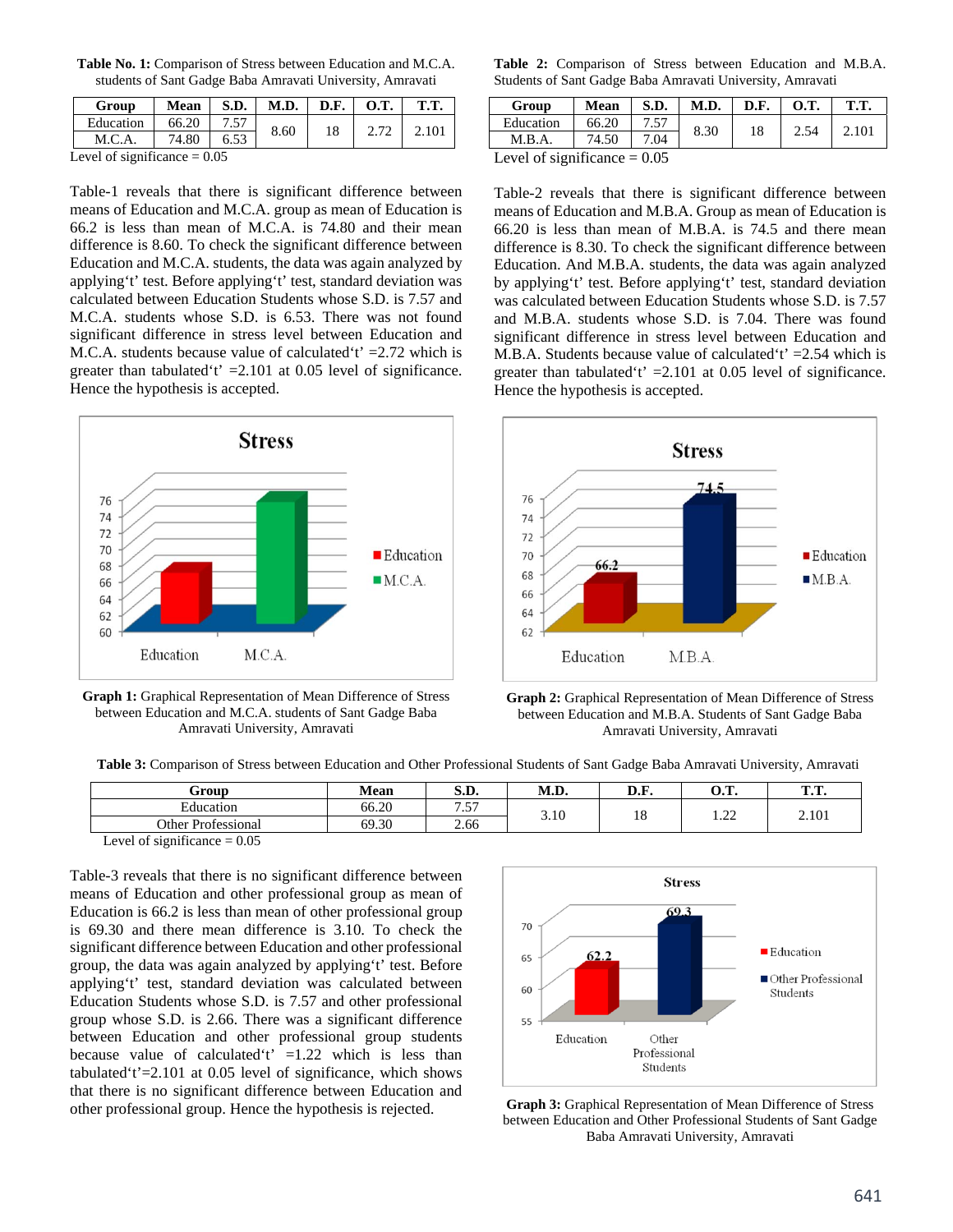**Table No. 1:** Comparison of Stress between Education and M.C.A. students of Sant Gadge Baba Amravati University, Amravati

| Group | Mean | S.D. | M.D. | D.F. | O.T. | T.T. |
|---|---|---|---|---|---|---|
| Education | 66.20 | 7.57 | 8.60 | 18 | 2.72 | 2.101 |
| M.C.A. | 74.80 | 6.53 | | | | |

Level of significance = 0.05

Table-1 reveals that there is significant difference between means of Education and M.C.A. group as mean of Education is 66.2 is less than mean of M.C.A. is 74.80 and their mean difference is 8.60. To check the significant difference between Education and M.C.A. students, the data was again analyzed by applying'tʼ test. Before applying'tʼ test, standard deviation was calculated between Education Students whose S.D. is 7.57 and M.C.A. students whose S.D. is 6.53. There was not found significant difference in stress level between Education and M.C.A. students because value of calculated'tʼ =2.72 which is greater than tabulated'tʼ =2.101 at 0.05 level of significance. Hence the hypothesis is accepted.

**Graph 1:** Graphical Representation of Mean Difference of Stress between Education and M.C.A. students of Sant Gadge Baba Amravati University, Amravati

**Table 2:** Comparison of Stress between Education and M.B.A. Students of Sant Gadge Baba Amravati University, Amravati

| Group | Mean | S.D. | M.D. | D.F. | O.T. | T.T. |
|---|---|---|---|---|---|---|
| Education | 66.20 | 7.57 | 8.30 | 18 | 2.54 | 2.101 |
| M.B.A. | 74.50 | 7.04 | | | | |

Level of significance = 0.05

Table-2 reveals that there is significant difference between means of Education and M.B.A. Group as mean of Education is 66.20 is less than mean of M.B.A. is 74.5 and there mean difference is 8.30. To check the significant difference between Education. And M.B.A. students, the data was again analyzed by applying'tʼ test. Before applying'tʼ test, standard deviation was calculated between Education Students whose S.D. is 7.57 and M.B.A. students whose S.D. is 7.04. There was found significant difference in stress level between Education and M.B.A. Students because value of calculated'tʼ =2.54 which is greater than tabulated'tʼ =2.101 at 0.05 level of significance. Hence the hypothesis is accepted.

**Graph 2:** Graphical Representation of Mean Difference of Stress between Education and M.B.A. Students of Sant Gadge Baba Amravati University, Amravati

**Table 3:** Comparison of Stress between Education and Other Professional Students of Sant Gadge Baba Amravati University, Amravati

| Group | Mean | S.D. | M.D. | D.F. | O.T. | T.T. |
|---|---|---|---|---|---|---|
| Education | 66.20 | 7.57 | 3.10 | 18 | 1.22 | 2.101 |
| Other Professional | 69.30 | 2.66 | | | | |

Level of significance = 0.05

Table-3 reveals that there is no significant difference between means of Education and other professional group as mean of Education is 66.2 is less than mean of other professional group is 69.30 and there mean difference is 3.10. To check the significant difference between Education and other professional group, the data was again analyzed by applying'tʼ test. Before applying'tʼ test, standard deviation was calculated between Education Students whose S.D. is 7.57 and other professional group whose S.D. is 2.66. There was a significant difference between Education and other professional group students because value of calculated'tʼ =1.22 which is less than tabulated'tʼ=2.101 at 0.05 level of significance, which shows that there is no significant difference between Education and other professional group. Hence the hypothesis is rejected.

**Graph 3:** Graphical Representation of Mean Difference of Stress between Education and Other Professional Students of Sant Gadge Baba Amravati University, Amravati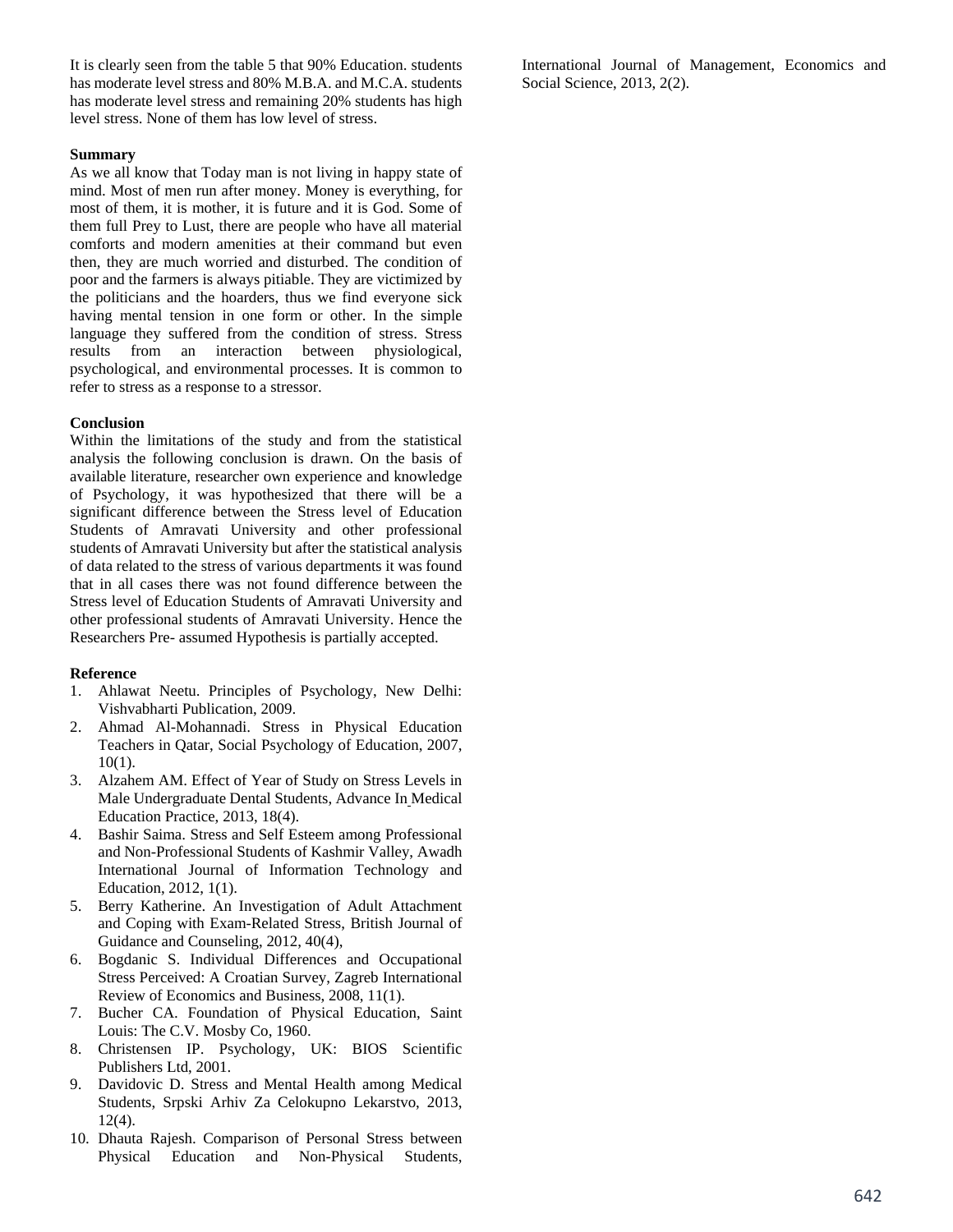It is clearly seen from the table 5 that 90% Education. students has moderate level stress and 80% M.B.A. and M.C.A. students has moderate level stress and remaining 20% students has high level stress. None of them has low level of stress.

**Summary**

As we all know that Today man is not living in happy state of mind. Most of men run after money. Money is everything, for most of them, it is mother, it is future and it is God. Some of them full Prey to Lust, there are people who have all material comforts and modern amenities at their command but even then, they are much worried and disturbed. The condition of poor and the farmers is always pitiable. They are victimized by the politicians and the hoarders, thus we find everyone sick having mental tension in one form or other. In the simple language they suffered from the condition of stress. Stress results from an interaction between physiological, psychological, and environmental processes. It is common to refer to stress as a response to a stressor.

**Conclusion**

Within the limitations of the study and from the statistical analysis the following conclusion is drawn. On the basis of available literature, researcher own experience and knowledge of Psychology, it was hypothesized that there will be a significant difference between the Stress level of Education Students of Amravati University and other professional students of Amravati University but after the statistical analysis of data related to the stress of various departments it was found that in all cases there was not found difference between the Stress level of Education Students of Amravati University and other professional students of Amravati University. Hence the Researchers Pre- assumed Hypothesis is partially accepted.

**Reference**

1. Ahlawat Neetu. Principles of Psychology, New Delhi: Vishvabharti Publication, 2009.
2. Ahmad Al-Mohannadi. Stress in Physical Education Teachers in Qatar, Social Psychology of Education, 2007, 10(1).
3. Alzahem AM. Effect of Year of Study on Stress Levels in Male Undergraduate Dental Students, Advance In Medical Education Practice, 2013, 18(4).
4. Bashir Saima. Stress and Self Esteem among Professional and Non-Professional Students of Kashmir Valley, Awadh International Journal of Information Technology and Education, 2012, 1(1).
5. Berry Katherine. An Investigation of Adult Attachment and Coping with Exam-Related Stress, British Journal of Guidance and Counseling, 2012, 40(4),
6. Bogdanic S. Individual Differences and Occupational Stress Perceived: A Croatian Survey, Zagreb International Review of Economics and Business, 2008, 11(1).
7. Bucher CA. Foundation of Physical Education, Saint Louis: The C.V. Mosby Co, 1960.
8. Christensen IP. Psychology, UK: BIOS Scientific Publishers Ltd, 2001.
9. Davidovic D. Stress and Mental Health among Medical Students, Srpski Arhiv Za Celokupno Lekarstvo, 2013, 12(4).
10. Dhauta Rajesh. Comparison of Personal Stress between Physical Education and Non-Physical Students, International Journal of Management, Economics and Social Science, 2013, 2(2).